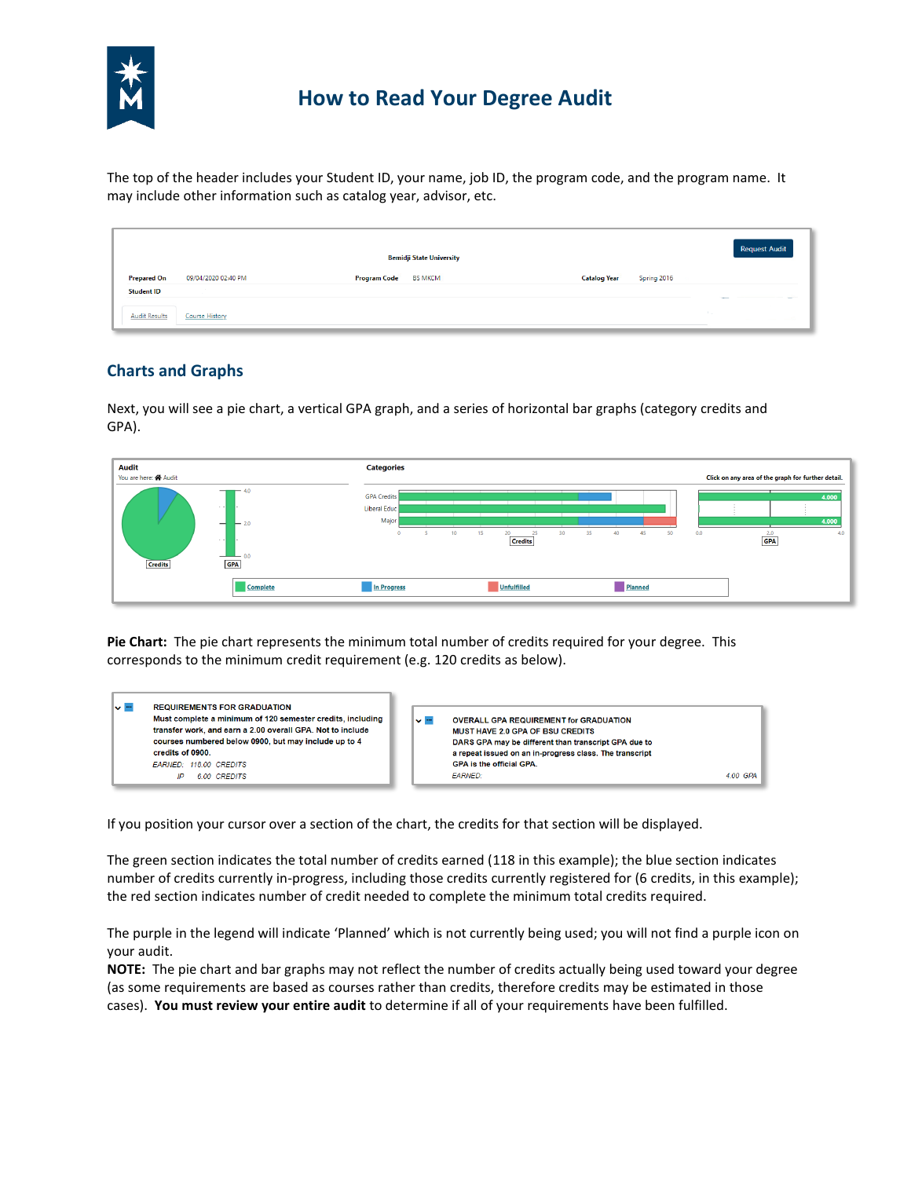# How to Read Your Degree Audit

The top of the header includes your Student ID, your name, job ID, the program code, and the program name. It may include other information such as catalog year, advisor, etc.

## Charts and Graphs

Next, you will see a pie chart, a vertical GPA graph, and a series of horizontal bar graphs (category credits and GPA).

**Pie Chart:** The pie chart represents the minimum total number of credits required for your degree. This corresponds to the minimum credit requirement (e.g. 120 credits as below).

If you position your cursor over a section of the chart, the credits for that section will be displayed.

The green section indicates the total number of credits earned (118 in this example); the blue section indicates number of credits currently in-progress, including those credits currently registered for (6 credits, in this example); the red section indicates number of credit needed to complete the minimum total credits required.

The purple in the legend will indicate 'Planned' which is not currently being used; you will not find a purple icon on your audit.

**NOTE:** The pie chart and bar graphs may not reflect the number of credits actually being used toward your degree (as some requirements are based as courses rather than credits, therefore credits may be estimated in those cases). **You must review your entire audit** to determine if all of your requirements have been fulfilled.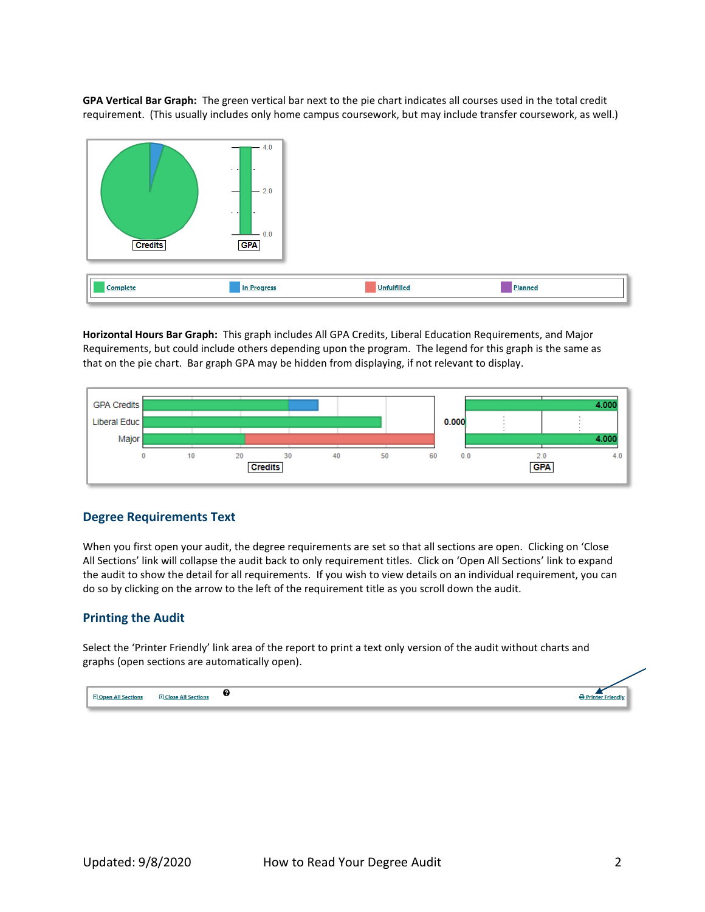**GPA Vertical Bar Graph:** The green vertical bar next to the pie chart indicates all courses used in the total credit requirement. (This usually includes only home campus coursework, but may include transfer coursework, as well.)

Credits GPA

Complete In Progress Unfulfilled Planned

**Horizontal Hours Bar Graph:** This graph includes All GPA Credits, Liberal Education Requirements, and Major Requirements, but could include others depending upon the program. The legend for this graph is the same as that on the pie chart. Bar graph GPA may be hidden from displaying, if not relevant to display.

GPA Credits 4.000
Liberal Educ 0.000
Major 4.000

Credits GPA

## Degree Requirements Text

When you first open your audit, the degree requirements are set so that all sections are open. Clicking on 'Close All Sections' link will collapse the audit back to only requirement titles. Click on 'Open All Sections' link to expand the audit to show the detail for all requirements. If you wish to view details on an individual requirement, you can do so by clicking on the arrow to the left of the requirement title as you scroll down the audit.

## Printing the Audit

Select the 'Printer Friendly' link area of the report to print a text only version of the audit without charts and graphs (open sections are automatically open).

Open All Sections Close All Sections Printer Friendly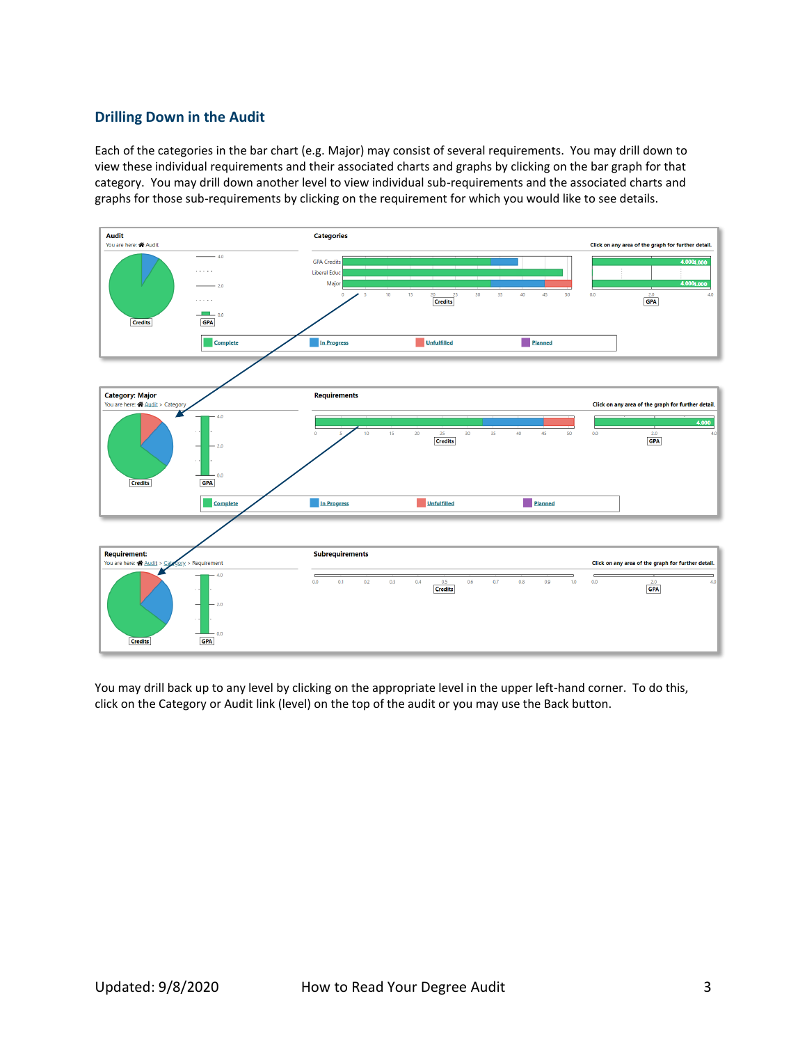## Drilling Down in the Audit

Each of the categories in the bar chart (e.g. Major) may consist of several requirements. You may drill down to view these individual requirements and their associated charts and graphs by clicking on the bar graph for that category. You may drill down another level to view individual sub-requirements and the associated charts and graphs for those sub-requirements by clicking on the requirement for which you would like to see details.

You may drill back up to any level by clicking on the appropriate level in the upper left-hand corner. To do this, click on the Category or Audit link (level) on the top of the audit or you may use the Back button.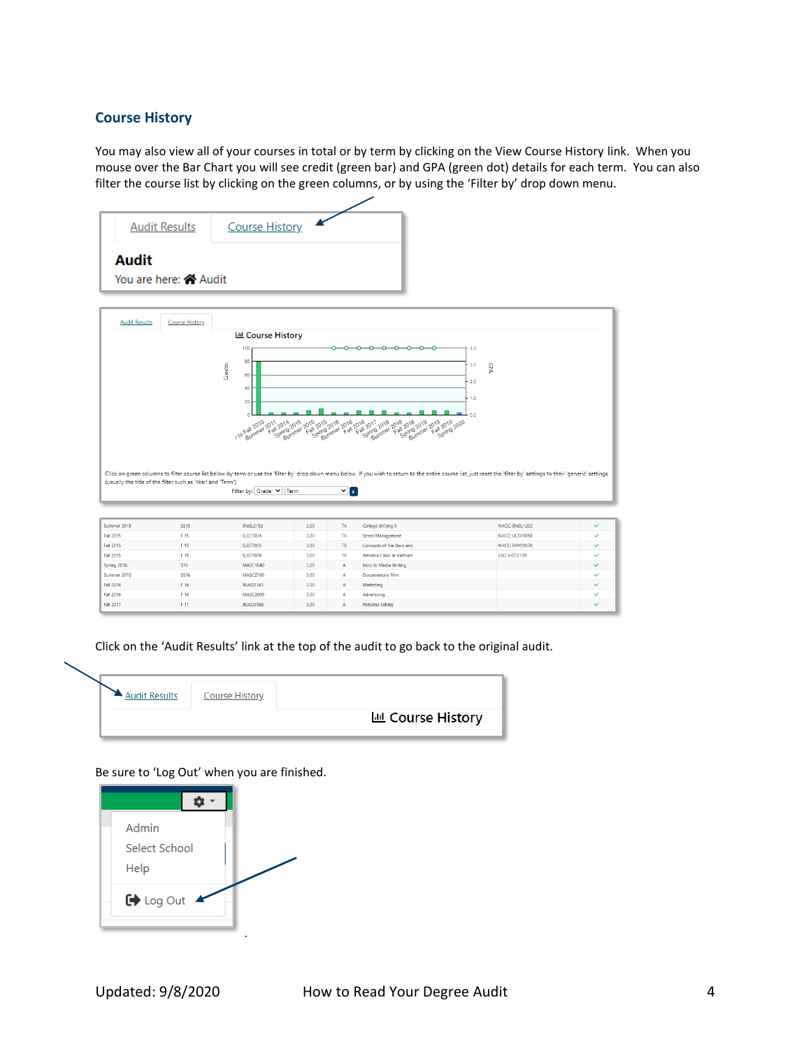## Course History

You may also view all of your courses in total or by term by clicking on the View Course History link. When you mouse over the Bar Chart you will see credit (green bar) and GPA (green dot) details for each term. You can also filter the course list by clicking on the green columns, or by using the 'Filter by' drop down menu.

Audit Results | Course History

**Audit**

You are here: Audit

Audit Results | Course History

Course History

Credits

100
80
60
40
20
0

GPA

4.0
3.0
2.0
1.0
0.0

Fall 2010, Summer 2011, Fall 2014, Spring 2015, Summer 2015, Fall 2015, Spring 2016, Summer 2016, Fall 2016, Fall 2017, Spring 2018, Summer 2018, Fall 2018, Spring 2019, Summer 2019, Fall 2019, Spring 2020

Click on green columns to filter course list below by term or use the 'filter by' drop down menu below. If you wish to return to the entire course list, just reset the 'filter by' settings to their 'generic' settings (usually the title of the filter such as 'Year' and 'Term')

Filter by: Grade | Term

| | | | | | | | |
|---|---|---|---|---|---|---|---|
| Summer 2015 | SS15 | ENGL2152 | 2.00 | TA | College Writing II | NHCC: ENGL1202 | ✓ |
| Fall 2015 | F 15 | ELECT034 | 3.00 | TA | Stress Management | NHCC: HLTH1050 | ✓ |
| Fall 2015 | F 15 | ELECT035 | 3.00 | TB | Concepts of the Stars and | NHCC: PHYS1070 | ✓ |
| Fall 2015 | F 15 | ELECT036 | 3.00 | TA | America's War in Vietnam | LSC: HIST2130 | ✓ |
| Spring 2016 | S16 | MASC1840 | 3.00 | A | Intro to Media Writing | | ✓ |
| Summer 2016 | SS16 | MASC2760 | 3.00 | A | Documentary Film | | ✓ |
| Fall 2016 | F 16 | BUAD3361 | 3.00 | A | Marketing | | ✓ |
| Fall 2016 | F 16 | MASC2600 | 3.00 | A | Advertising | | ✓ |
| Fall 2017 | F 17 | BUAD3568 | 3.00 | A | Personal Selling | | ✓ |

Click on the 'Audit Results' link at the top of the audit to go back to the original audit.

Audit Results | Course History

Course History

Be sure to 'Log Out' when you are finished.

Admin
Select School
Help
Log Out